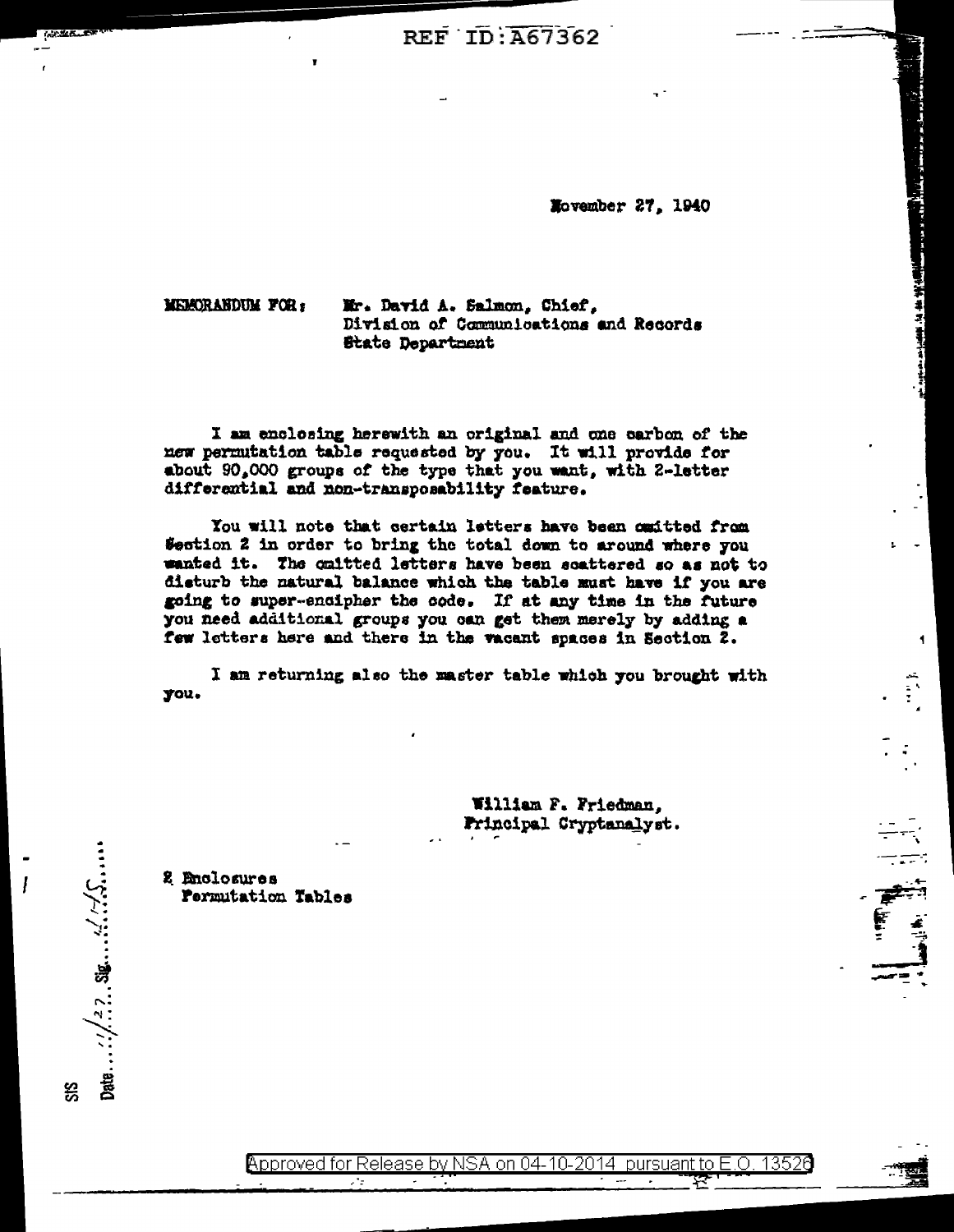REF ID:A67362

November 27, 1940

MEMORANDUM FOR: Mr. David A. Salmon, Chief,
Division of Communications and Records
State Department

I am enclosing herewith an original and one carbon of the new permutation table requested by you. It will provide for about 90,000 groups of the type that you want, with 2-letter differential and non-transposability feature.

You will note that certain letters have been omitted from Section 2 in order to bring the total down to around where you wanted it. The omitted letters have been scattered so as not to disturb the natural balance which the table must have if you are going to super-encipher the code. If at any time in the future you need additional groups you can get them merely by adding a few letters here and there in the vacant spaces in Section 2.

I am returning also the master table which you brought with you.

William F. Friedman,
Principal Cryptanalyst.

2 Enclosures
Permutation Tables

SIS
Date 11/27 Sig. W.F.S.

Approved for Release by NSA on 04-10-2014 pursuant to E.O. 13526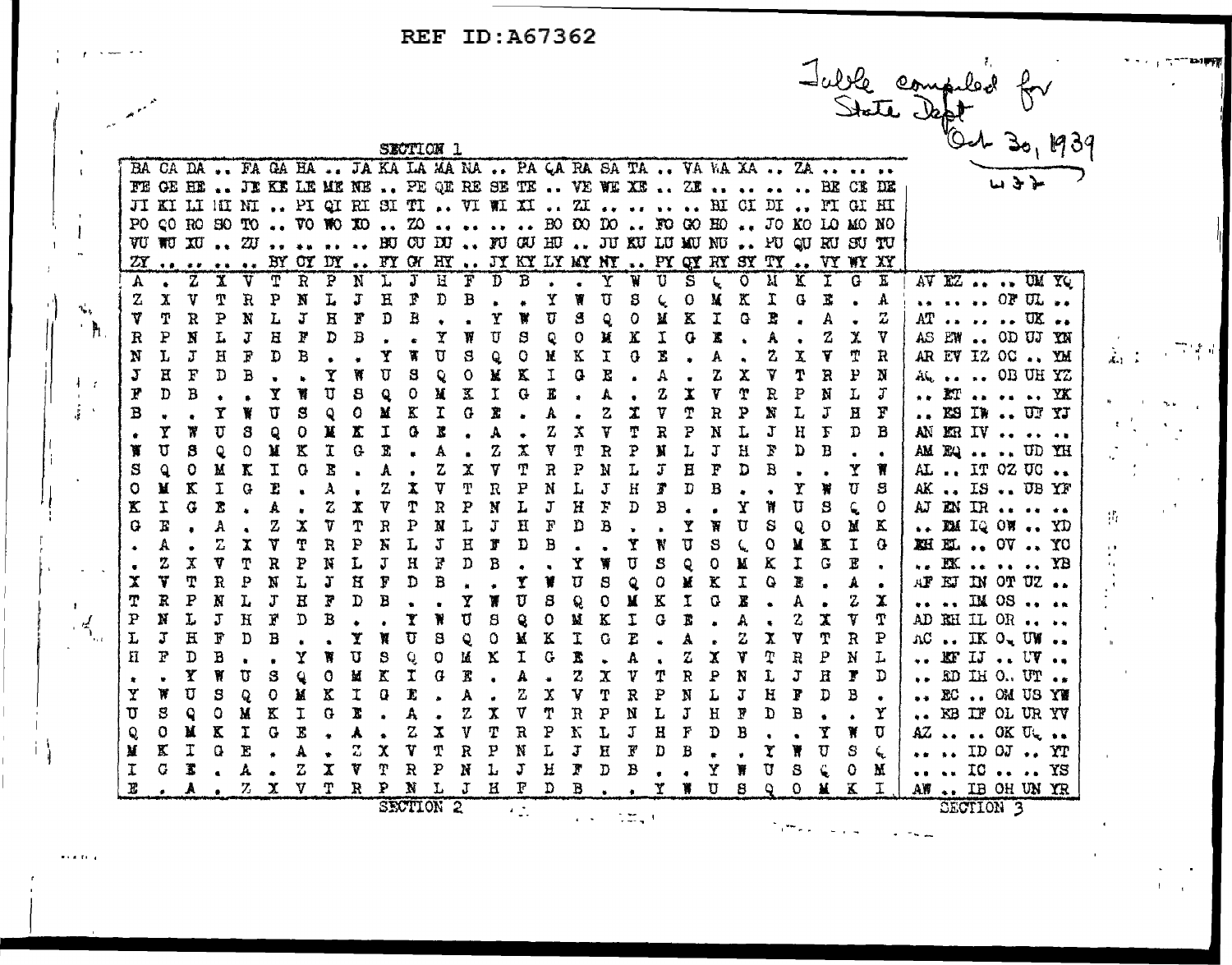REF ID:A67362

*Table compiled for State Dept Oct 30, 1939* *W37*

SECTION 1

| | | | | | | | | | | | | | | | | | | | | | | | | | | | | | | | | | |
|---|---|---|---|---|---|---|---|---|---|---|---|---|---|---|---|---|---|---|---|---|---|---|---|---|---|---|---|---|---|---|---|---|---|
| BA | CA | DA | .. | FA | GA | HA | .. | JA | KA | LA | MA | NA | .. | PA | QA | RA | SA | TA | .. | VA | WA | XA | .. | ZA | .. | .. | .. | | | | | | |
| FE | GE | HE | .. | JE | KE | LE | ME | NE | .. | PE | QE | RE | SE | TE | .. | VE | WE | XE | .. | ZE | .. | .. | .. | .. | BE | CE | DE | | | | | | |
| JI | KI | LI | MI | NI | .. | PI | QI | RI | SI | TI | .. | VI | WI | XI | .. | ZI | .. | .. | .. | .. | BI | CI | DI | .. | FI | GI | HI | | | | | | |
| PO | QO | RO | SO | TO | .. | VO | WO | XO | .. | ZO | .. | .. | .. | .. | BO | CO | DO | .. | FO | GO | HO | .. | JO | KO | LO | MO | NO | | | | | | |
| VU | WU | XU | .. | ZU | .. | .. | .. | .. | BU | CU | DU | .. | FU | GU | HU | .. | JU | KU | LU | MU | NU | .. | PU | QU | RU | SU | TU | | | | | | |
| ZY | .. | .. | .. | .. | BY | CY | DY | .. | FY | GY | HY | .. | JY | KY | LY | MY | NY | .. | PY | QY | RY | SY | TY | .. | VY | WY | XY | | | | | | |
| A | . | Z | X | V | T | R | P | N | L | J | H | F | D | B | . | . | Y | W | U | S | Q | O | M | K | I | G | E | AV | EZ | .. | .. | UM | YQ |
| Z | X | V | T | R | P | N | L | J | H | F | D | B | . | . | Y | W | U | S | Q | O | M | K | I | G | E | . | A | .. | .. | .. | OF | UL | .. |
| V | T | R | P | N | L | J | H | F | D | B | . | . | Y | W | U | S | Q | O | M | K | I | G | E | . | A | . | Z | AT | .. | .. | .. | UK | .. |
| R | P | N | L | J | H | F | D | B | . | . | Y | W | U | S | Q | O | M | K | I | G | E | . | A | . | Z | X | V | AS | EW | .. | OD | UJ | YN |
| N | L | J | H | F | D | B | . | . | Y | W | U | S | Q | O | M | K | I | G | E | . | A | . | Z | X | V | T | R | AR | EV | IZ | OC | .. | YM |
| J | H | F | D | B | . | . | Y | W | U | S | Q | O | M | K | I | G | E | . | A | . | Z | X | V | T | R | P | N | AQ | .. | .. | OB | UH | YZ |
| F | D | B | . | . | Y | W | U | S | Q | O | M | K | I | G | E | . | A | . | Z | X | V | T | R | P | N | L | J | .. | ET | .. | .. | .. | YK |
| B | . | . | Y | W | U | S | Q | O | M | K | I | G | E | . | A | . | Z | X | V | T | R | P | N | L | J | H | F | .. | ES | IW | .. | UF | YJ |
| . | Y | W | U | S | Q | O | M | K | I | G | E | . | A | . | Z | X | V | T | R | P | N | L | J | H | F | D | B | AN | ER | IV | .. | .. | .. |
| W | U | S | Q | O | M | K | I | G | E | . | A | . | Z | X | V | T | R | P | N | L | J | H | F | D | B | . | . | AM | EQ | .. | .. | UD | YH |
| S | Q | O | M | K | I | G | E | . | A | . | Z | X | V | T | R | P | N | L | J | H | F | D | B | . | . | Y | W | AL | .. | IT | OZ | UC | .. |
| O | M | K | I | G | E | . | A | . | Z | X | V | T | R | P | N | L | J | H | F | D | B | . | . | Y | W | U | S | AK | .. | IS | .. | UB | YF |
| K | I | G | E | . | A | . | Z | X | V | T | R | P | N | L | J | H | F | D | B | . | . | Y | W | U | S | Q | O | AJ | EN | IR | .. | .. | .. |
| G | E | . | A | . | Z | X | V | T | R | P | N | L | J | H | F | D | B | . | . | Y | W | U | S | Q | O | M | K | .. | EM | IQ | OW | .. | YD |
| . | A | . | Z | X | V | T | R | P | N | L | J | H | F | D | B | . | . | Y | W | U | S | Q | O | M | K | I | G | EH | EL | .. | OV | .. | YC |
| . | Z | X | V | T | R | P | N | L | J | H | F | D | B | . | . | Y | W | U | S | Q | O | M | K | I | G | E | . | .. | EK | .. | .. | .. | YB |
| X | V | T | R | P | N | L | J | H | F | D | B | . | . | Y | W | U | S | Q | O | M | K | I | G | E | . | A | . | AF | EJ | IN | OT | UZ | .. |
| T | R | P | N | L | J | H | F | D | B | . | . | Y | W | U | S | Q | O | M | K | I | G | E | . | A | . | Z | X | .. | .. | IM | OS | .. | .. |
| P | N | L | J | H | F | D | B | . | . | Y | W | U | S | Q | O | M | K | I | G | E | . | A | . | Z | X | V | T | AD | EH | IL | OR | .. | .. |
| L | J | H | F | D | B | . | . | Y | W | U | S | Q | O | M | K | I | G | E | . | A | . | Z | X | V | T | R | P | AC | .. | IK | OQ | UW | .. |
| H | F | D | B | . | . | Y | W | U | S | Q | O | M | K | I | G | E | . | A | . | Z | X | V | T | R | P | N | L | .. | EF | IJ | .. | UV | .. |
| . | . | Y | W | U | S | Q | O | M | K | I | G | E | . | A | . | Z | X | V | T | R | P | N | L | J | H | F | D | .. | ED | IH | O.. | UT | .. |
| Y | W | U | S | Q | O | M | K | I | G | E | . | A | . | Z | X | V | T | R | P | N | L | J | H | F | D | B | . | .. | EC | .. | OM | US | YW |
| U | S | Q | O | M | K | I | G | E | . | A | . | Z | X | V | T | R | P | N | L | J | H | F | D | B | . | . | Y | .. | EB | IF | OL | UR | YV |
| Q | O | M | K | I | G | E | . | A | . | Z | X | V | T | R | P | N | L | J | H | F | D | B | . | . | Y | W | U | AZ | .. | .. | OK | UQ | .. |
| M | K | I | G | E | . | A | . | Z | X | V | T | R | P | N | L | J | H | F | D | B | . | . | Y | W | U | S | Q | .. | .. | ID | OJ | .. | YT |
| I | G | E | . | A | . | Z | X | V | T | R | P | N | L | J | H | F | D | B | . | . | Y | W | U | S | Q | O | M | .. | .. | IC | .. | .. | YS |
| E | . | A | . | Z | X | V | T | R | P | N | L | J | H | F | D | B | . | . | Y | W | U | S | Q | O | M | K | I | AW | .. | IB | OH | UN | YR |

SECTION 2 — SECTION 3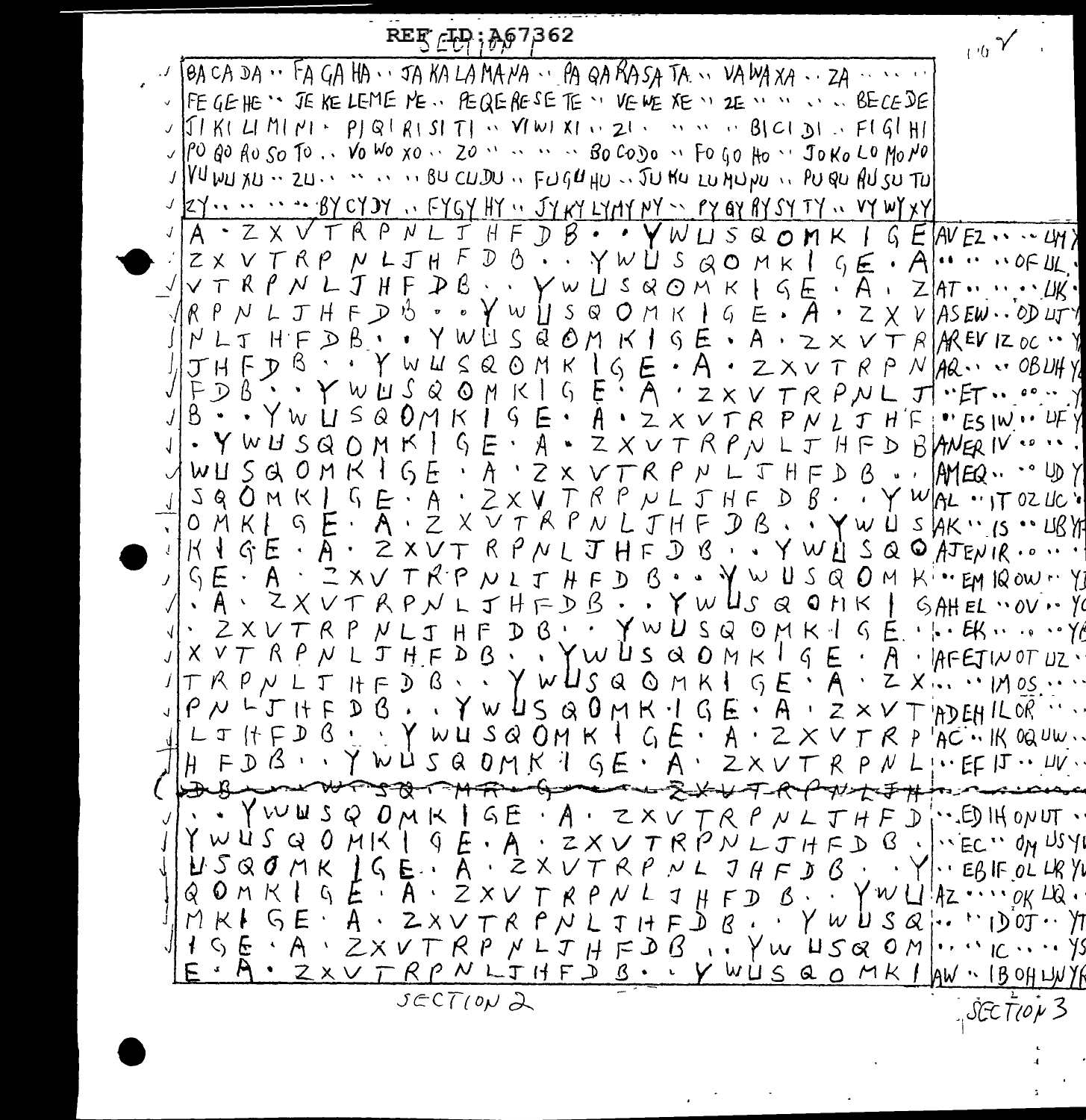REF ID:A67362

SECTION 1

BA CA DA ·· FA GA HA ·· JA KA LA MA NA ·· PA QA RA SA TA ·· VA WA XA ·· ZA ·· ·· ··
FE GE HE ·· JE KE LE ME NE ·· PE QE RE SE TE ·· VE WE XE ·· ZE ·· ·· ·· ·· BE CE DE
JI KI LI MI NI · PI QI RI SI TI ·· VI WI XI ·· ZI · ·· ·· ·· BI CI DI ·· FI GI HI
PO QO RO SO TO ·· VO WO XO ·· ZO ·· ·· ·· ·· BO CO DO ·· FO GO HO ·· JO KO LO MO NO
VU WU XU ·· ZU ·· ·· ·· ·· BU CU DU ·· FU GU HU ·· JU KU LU MU NU ·· PU QU RU SU TU
ZY ·· ·· ·· ·· BY CY DY ·· FY GY HY ·· JY KY LY MY NY ·· PY QY RY SY TY ·· VY WY XY

| Section 2 | Section 3 |
|---|---|
| A · Z X V T R P N L J H F D B · · Y W U S Q O M K I G E | AV EZ ·· ·· UMY |
| Z X V T R P N L J H F D B · · Y W U S Q O M K I G E · A | ·· ·· ·· OF UL |
| V T R P N L J H F D B · · Y W U S Q O M K I G E · A · Z | AT ·· ·· ·· UK |
| R P N L J H F D B · · Y W U S Q O M K I G E · A · Z X V | AS EW ·· OD UY |
| N L J H F D B · · Y W U S Q O M K I G E · A · Z X V T R | AR EV IZ OC ·· Y |
| J H F D B · · Y W U S Q O M K I G E · A · Z X V T R P N | AQ ·· ·· OB UH Y |
| F D B · · Y W U S Q O M K I G E · A · Z X V T R P N L J | ·· ET ·· ·· ·· Y |
| B · · Y W U S Q O M K I G E · A · Z X V T R P N L J H F | ·· ES IW ·· UF Y |
| · Y W U S Q O M K I G E · A · Z X V T R P N L J H F D B | ANER IV ·· ·· |
| W U S Q O M K I G E · A · Z X V T R P N L J H F D B · · | AMEQ ·· ·· UD Y |
| S Q O M K I G E · A · Z X V T R P N L J H F D B · · Y W | AL ·· IT OZ UC |
| O M K I G E · A · Z X V T R P N L J H F D B · · Y W U S | AK ·· IS ·· UB YF |
| K I G E · A · Z X V T R P N L J H F D B · · Y W U S Q O | AJ EN IR ·· ·· |
| G E · A · Z X V T R P N L J H F D B · · Y W U S Q O M K | ·· EM IQ OW ·· Y |
| · A · Z X V T R P N L J H F D B · · Y W U S Q O M K I G | AH EL ·· OV ·· YC |
| · Z X V T R P N L J H F D B · · Y W U S Q O M K I G E · | ·· EK ·· ·· ·· YE |
| X V T R P N L J H F D B · · Y W U S Q O M K I G E · A · | AF EJ IN OT UZ |
| T R P N L J H F D B · · Y W U S Q O M K I G E · A · Z X | ·· ·· IM OS ·· |
| P N L J H F D B · · Y W U S Q O M K I G E · A · Z X V T | AD EH IL OR ·· |
| L J H F D B · · Y W U S Q O M K I G E · A · Z X V T R P | AC ·· IK OQ UW |
| H F D B · · Y W U S Q O M K I G E · A · Z X V T R P N L | ·· EF IJ ·· UV |
| ~~D B · · W · S Q · M K · G · · · Z X V T R P N L J H~~ | |
| · · Y W U S Q O M K I G E · A · Z X V T R P N L J H F D | ·· ED IH ON UT |
| Y W U S Q O M K I G E · A · Z X V T R P N L J H F D B · | ·· EC ·· OM US YU |
| U S Q O M K I G E · A · Z X V T R P N L J H F D B · · Y | ·· EB IF OL UR YU |
| Q O M K I G E · A · Z X V T R P N L J H F D B · · Y W U | AZ ·· ·· OK UQ |
| M K I G E · A · Z X V T R P N L J H F D B · · Y W U S Q | ·· ·· ID OJ ·· YT |
| I G E · A · Z X V T R P N L J H F D B · · Y W U S Q O M | ·· ·· IC ·· ·· YS |
| E · A · Z X V T R P N L J H F D B · · Y W U S Q O M K I | AW ·· IB OH UN YR |

SECTION 2

SECTION 3